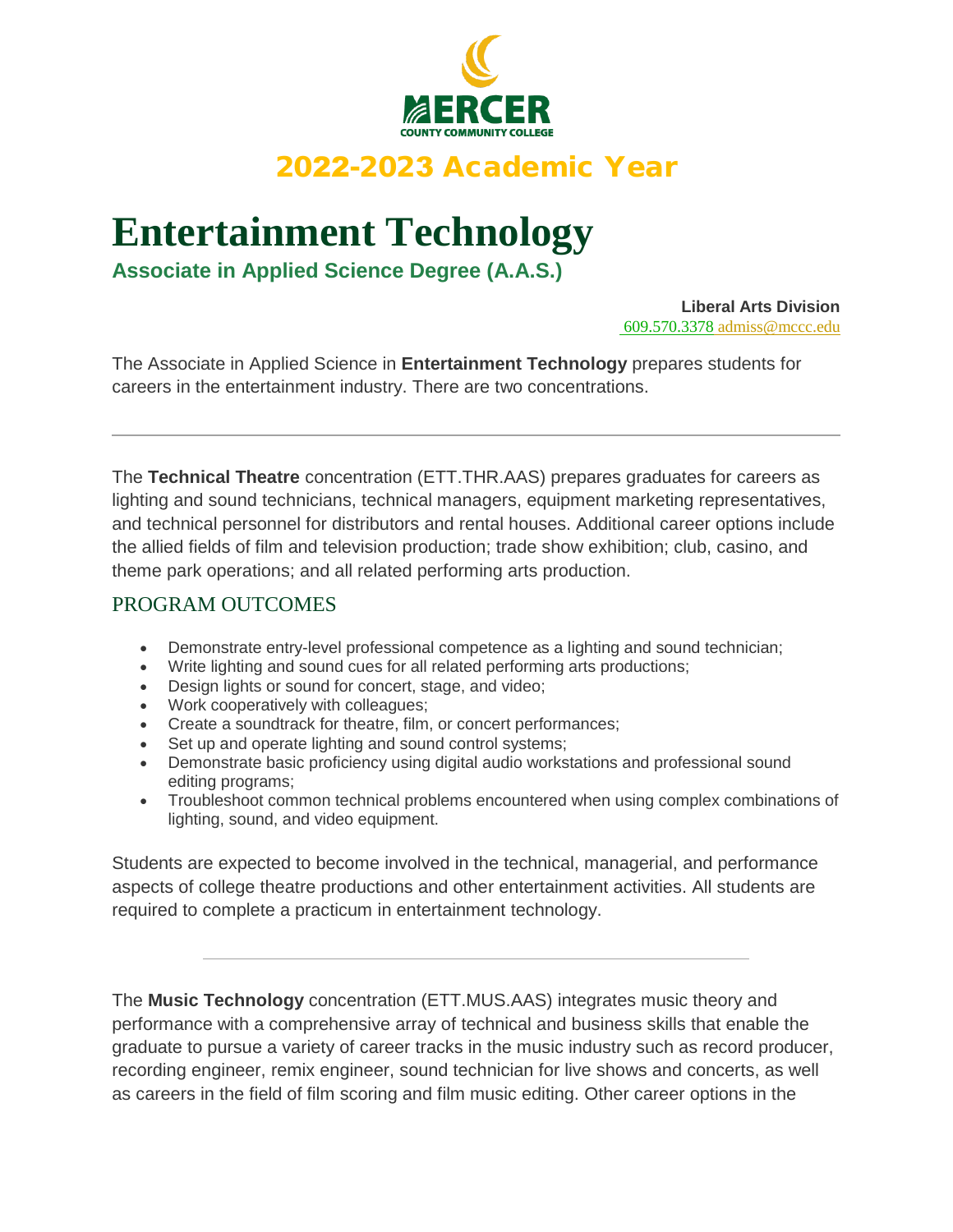MERCER
COUNTY COMMUNITY COLLEGE

## 2022-2023 Academic Year

# Entertainment Technology

### Associate in Applied Science Degree (A.A.S.)

**Liberal Arts Division**
609.570.3378 admiss@mccc.edu

The Associate in Applied Science in **Entertainment Technology** prepares students for careers in the entertainment industry. There are two concentrations.

---

The **Technical Theatre** concentration (ETT.THR.AAS) prepares graduates for careers as lighting and sound technicians, technical managers, equipment marketing representatives, and technical personnel for distributors and rental houses. Additional career options include the allied fields of film and television production; trade show exhibition; club, casino, and theme park operations; and all related performing arts production.

## PROGRAM OUTCOMES

- Demonstrate entry-level professional competence as a lighting and sound technician;
- Write lighting and sound cues for all related performing arts productions;
- Design lights or sound for concert, stage, and video;
- Work cooperatively with colleagues;
- Create a soundtrack for theatre, film, or concert performances;
- Set up and operate lighting and sound control systems;
- Demonstrate basic proficiency using digital audio workstations and professional sound editing programs;
- Troubleshoot common technical problems encountered when using complex combinations of lighting, sound, and video equipment.

Students are expected to become involved in the technical, managerial, and performance aspects of college theatre productions and other entertainment activities. All students are required to complete a practicum in entertainment technology.

---

The **Music Technology** concentration (ETT.MUS.AAS) integrates music theory and performance with a comprehensive array of technical and business skills that enable the graduate to pursue a variety of career tracks in the music industry such as record producer, recording engineer, remix engineer, sound technician for live shows and concerts, as well as careers in the field of film scoring and film music editing. Other career options in the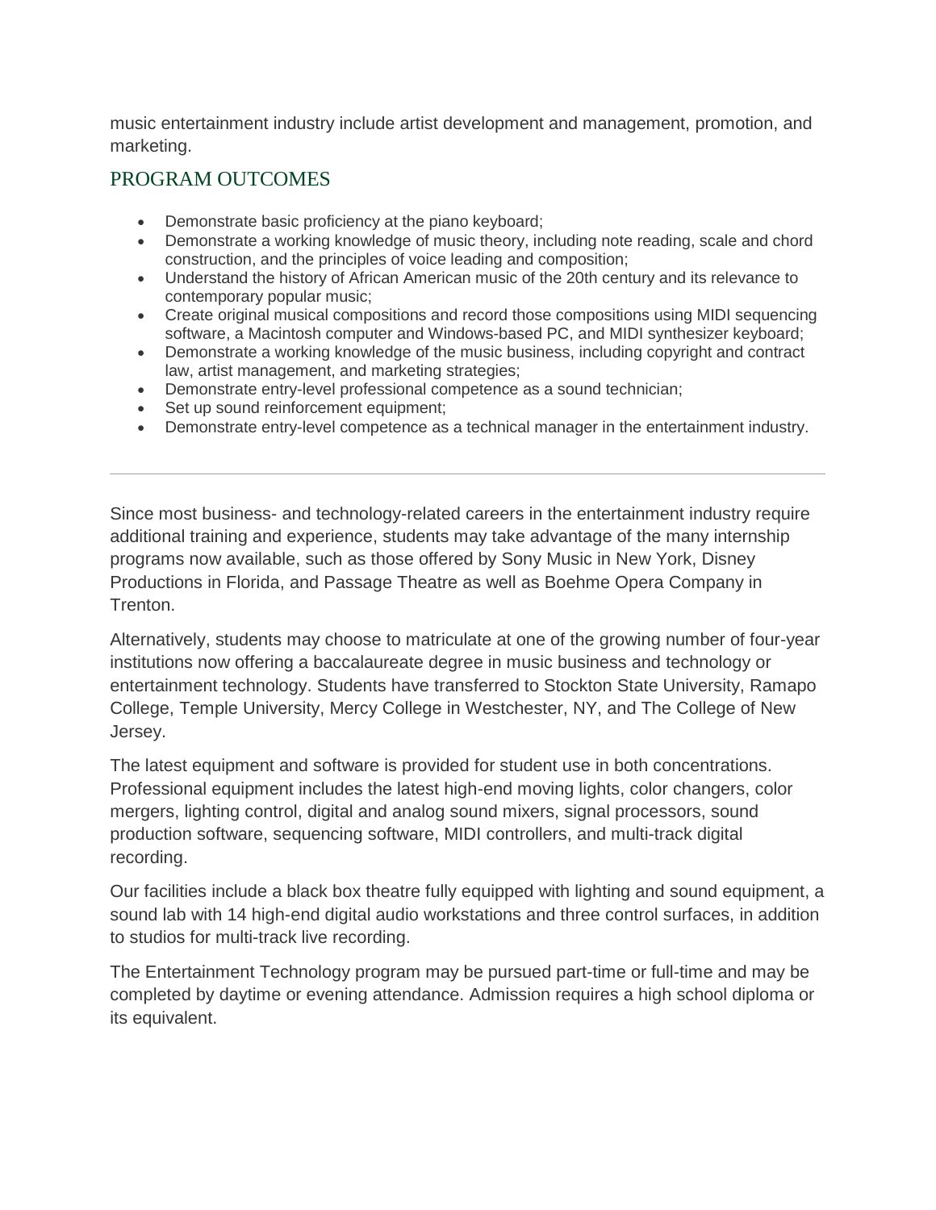music entertainment industry include artist development and management, promotion, and marketing.

## PROGRAM OUTCOMES

- Demonstrate basic proficiency at the piano keyboard;
- Demonstrate a working knowledge of music theory, including note reading, scale and chord construction, and the principles of voice leading and composition;
- Understand the history of African American music of the 20th century and its relevance to contemporary popular music;
- Create original musical compositions and record those compositions using MIDI sequencing software, a Macintosh computer and Windows-based PC, and MIDI synthesizer keyboard;
- Demonstrate a working knowledge of the music business, including copyright and contract law, artist management, and marketing strategies;
- Demonstrate entry-level professional competence as a sound technician;
- Set up sound reinforcement equipment;
- Demonstrate entry-level competence as a technical manager in the entertainment industry.

---

Since most business- and technology-related careers in the entertainment industry require additional training and experience, students may take advantage of the many internship programs now available, such as those offered by Sony Music in New York, Disney Productions in Florida, and Passage Theatre as well as Boehme Opera Company in Trenton.

Alternatively, students may choose to matriculate at one of the growing number of four-year institutions now offering a baccalaureate degree in music business and technology or entertainment technology. Students have transferred to Stockton State University, Ramapo College, Temple University, Mercy College in Westchester, NY, and The College of New Jersey.

The latest equipment and software is provided for student use in both concentrations. Professional equipment includes the latest high-end moving lights, color changers, color mergers, lighting control, digital and analog sound mixers, signal processors, sound production software, sequencing software, MIDI controllers, and multi-track digital recording.

Our facilities include a black box theatre fully equipped with lighting and sound equipment, a sound lab with 14 high-end digital audio workstations and three control surfaces, in addition to studios for multi-track live recording.

The Entertainment Technology program may be pursued part-time or full-time and may be completed by daytime or evening attendance. Admission requires a high school diploma or its equivalent.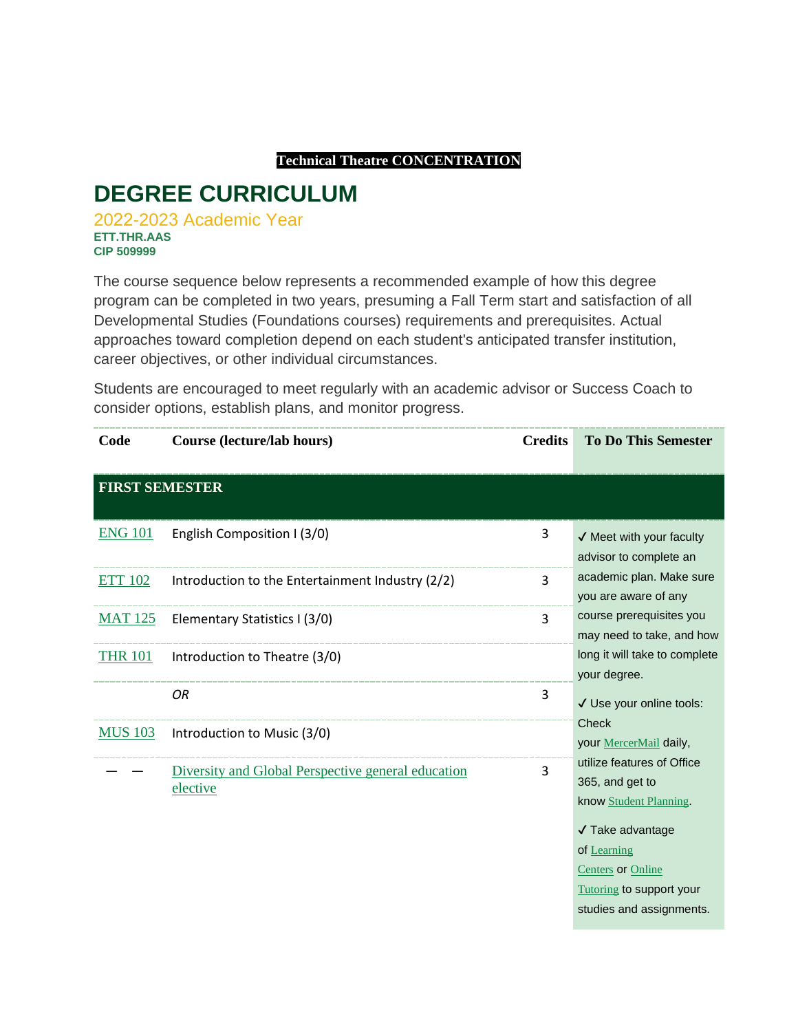**Technical Theatre CONCENTRATION**

# DEGREE CURRICULUM

## 2022-2023 Academic Year

**ETT.THR.AAS**
**CIP 509999**

The course sequence below represents a recommended example of how this degree program can be completed in two years, presuming a Fall Term start and satisfaction of all Developmental Studies (Foundations courses) requirements and prerequisites. Actual approaches toward completion depend on each student's anticipated transfer institution, career objectives, or other individual circumstances.

Students are encouraged to meet regularly with an academic advisor or Success Coach to consider options, establish plans, and monitor progress.

| Code | Course (lecture/lab hours) | Credits | To Do This Semester |
|---|---|---|---|
| **FIRST SEMESTER** | | | |
| ENG 101 | English Composition I (3/0) | 3 | ✔ Meet with your faculty advisor to complete an academic plan. Make sure you are aware of any course prerequisites you may need to take, and how long it will take to complete your degree.<br>✔ Use your online tools: Check your MercerMail daily, utilize features of Office 365, and get to know Student Planning.<br>✔ Take advantage of Learning Centers or Online Tutoring to support your studies and assignments. |
| ETT 102 | Introduction to the Entertainment Industry (2/2) | 3 | |
| MAT 125 | Elementary Statistics I (3/0) | 3 | |
| THR 101 | Introduction to Theatre (3/0) | | |
| | *OR* | 3 | |
| MUS 103 | Introduction to Music (3/0) | | |
| — — | Diversity and Global Perspective general education elective | 3 | |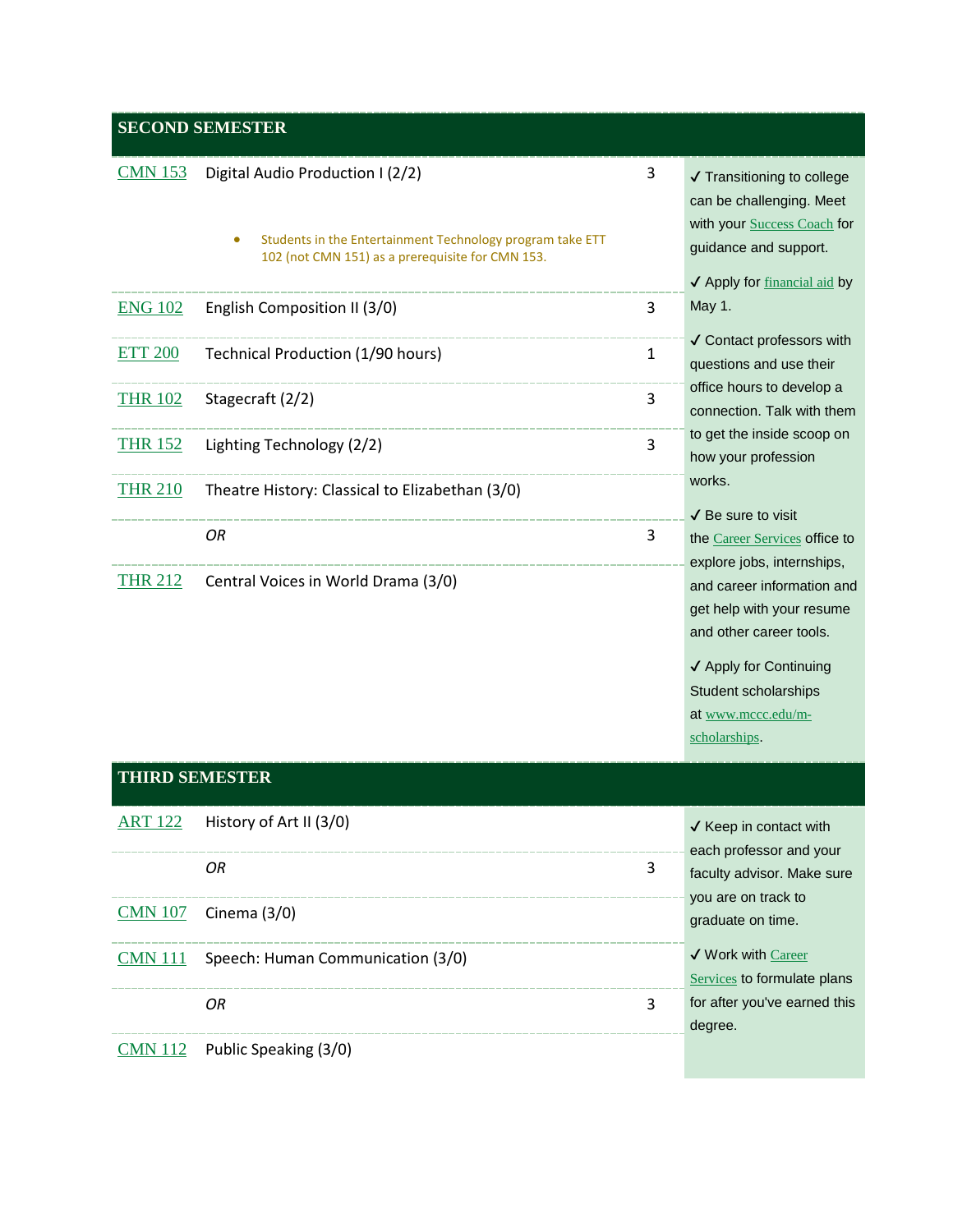## SECOND SEMESTER

| Course | Title | Credits |
|---|---|---|
| CMN 153 | Digital Audio Production I (2/2)<br>• Students in the Entertainment Technology program take ETT 102 (not CMN 151) as a prerequisite for CMN 153. | 3 |
| ENG 102 | English Composition II (3/0) | 3 |
| ETT 200 | Technical Production (1/90 hours) | 1 |
| THR 102 | Stagecraft (2/2) | 3 |
| THR 152 | Lighting Technology (2/2) | 3 |
| THR 210 | Theatre History: Classical to Elizabethan (3/0) | |
| | *OR* | 3 |
| THR 212 | Central Voices in World Drama (3/0) | |

✓ Transitioning to college can be challenging. Meet with your Success Coach for guidance and support.

✓ Apply for financial aid by May 1.

✓ Contact professors with questions and use their office hours to develop a connection. Talk with them to get the inside scoop on how your profession works.

✓ Be sure to visit the Career Services office to explore jobs, internships, and career information and get help with your resume and other career tools.

✓ Apply for Continuing Student scholarships at www.mccc.edu/m-scholarships.

## THIRD SEMESTER

| Course | Title | Credits |
|---|---|---|
| ART 122 | History of Art II (3/0) | |
| | *OR* | 3 |
| CMN 107 | Cinema (3/0) | |
| CMN 111 | Speech: Human Communication (3/0) | |
| | *OR* | 3 |
| CMN 112 | Public Speaking (3/0) | |

✓ Keep in contact with each professor and your faculty advisor. Make sure you are on track to graduate on time.

✓ Work with Career Services to formulate plans for after you've earned this degree.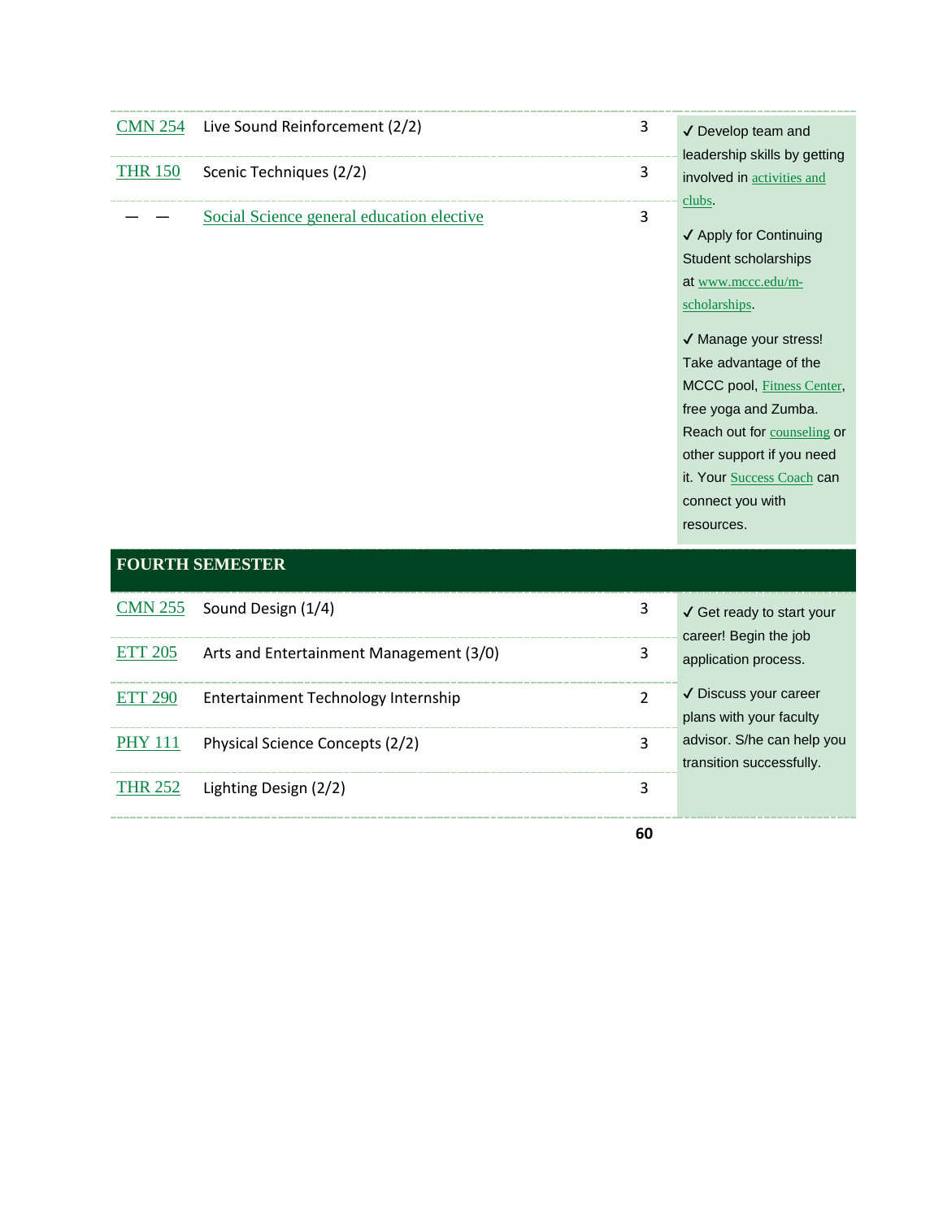| | | | |
|---|---|---|---|
| CMN 254 | Live Sound Reinforcement (2/2) | 3 | ✓ Develop team and leadership skills by getting involved in activities and clubs. ✓ Apply for Continuing Student scholarships at www.mccc.edu/m-scholarships. ✓ Manage your stress! Take advantage of the MCCC pool, Fitness Center, free yoga and Zumba. Reach out for counseling or other support if you need it. Your Success Coach can connect you with resources. |
| THR 150 | Scenic Techniques (2/2) | 3 | |
| — — | Social Science general education elective | 3 | |

## FOURTH SEMESTER

| | | | |
|---|---|---|---|
| CMN 255 | Sound Design (1/4) | 3 | ✓ Get ready to start your career! Begin the job application process. ✓ Discuss your career plans with your faculty advisor. S/he can help you transition successfully. |
| ETT 205 | Arts and Entertainment Management (3/0) | 3 | |
| ETT 290 | Entertainment Technology Internship | 2 | |
| PHY 111 | Physical Science Concepts (2/2) | 3 | |
| THR 252 | Lighting Design (2/2) | 3 | |
| | | **60** | |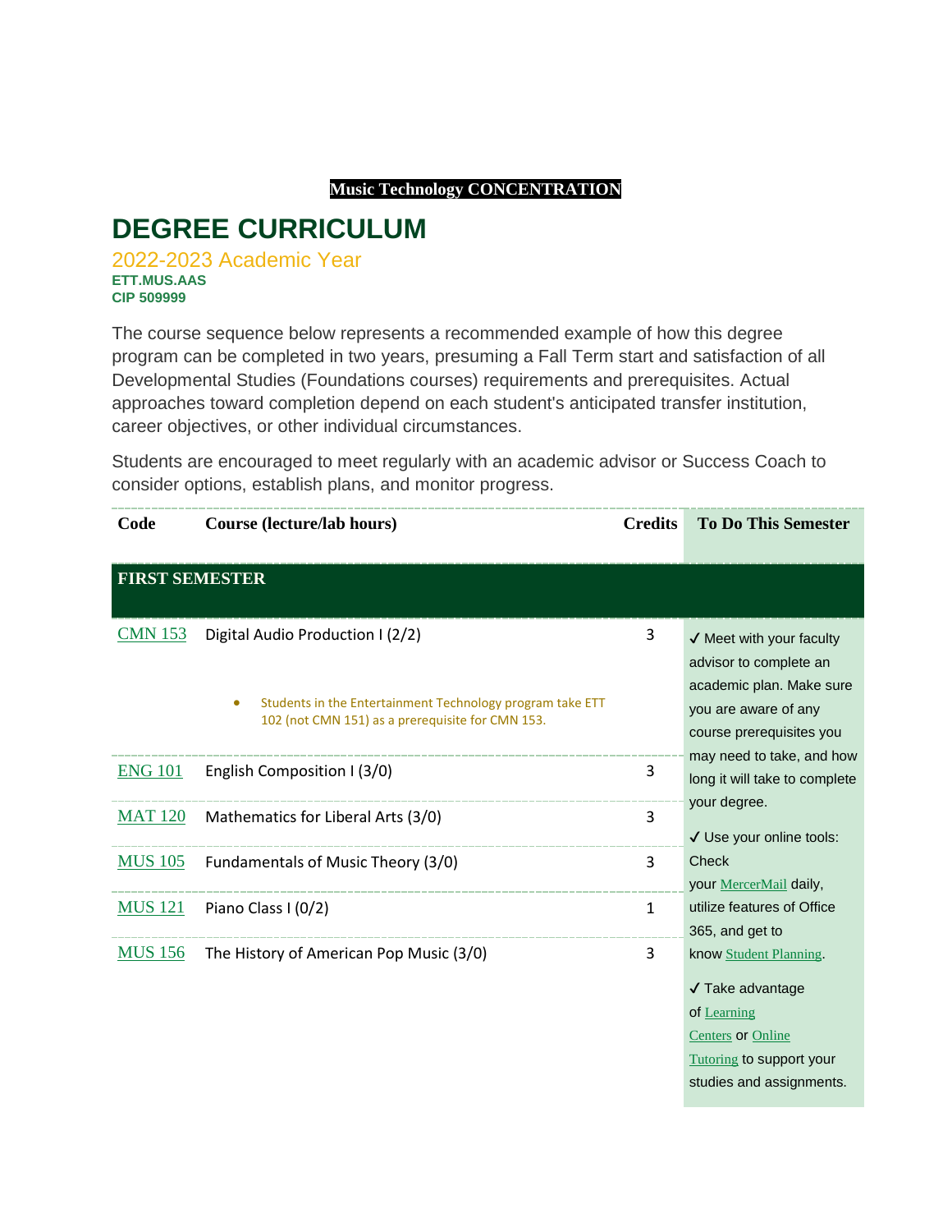**Music Technology CONCENTRATION**

# DEGREE CURRICULUM

## 2022-2023 Academic Year

**ETT.MUS.AAS**
**CIP 509999**

The course sequence below represents a recommended example of how this degree program can be completed in two years, presuming a Fall Term start and satisfaction of all Developmental Studies (Foundations courses) requirements and prerequisites. Actual approaches toward completion depend on each student's anticipated transfer institution, career objectives, or other individual circumstances.

Students are encouraged to meet regularly with an academic advisor or Success Coach to consider options, establish plans, and monitor progress.

| Code | Course (lecture/lab hours) | Credits | To Do This Semester |
|---|---|---|---|
| **FIRST SEMESTER** | | | |
| CMN 153 | Digital Audio Production I (2/2)<br>• Students in the Entertainment Technology program take ETT 102 (not CMN 151) as a prerequisite for CMN 153. | 3 | ✓ Meet with your faculty advisor to complete an academic plan. Make sure you are aware of any course prerequisites you may need to take, and how long it will take to complete your degree.<br>✓ Use your online tools: Check your MercerMail daily, utilize features of Office 365, and get to know Student Planning.<br>✓ Take advantage of Learning Centers or Online Tutoring to support your studies and assignments. |
| ENG 101 | English Composition I (3/0) | 3 | |
| MAT 120 | Mathematics for Liberal Arts (3/0) | 3 | |
| MUS 105 | Fundamentals of Music Theory (3/0) | 3 | |
| MUS 121 | Piano Class I (0/2) | 1 | |
| MUS 156 | The History of American Pop Music (3/0) | 3 | |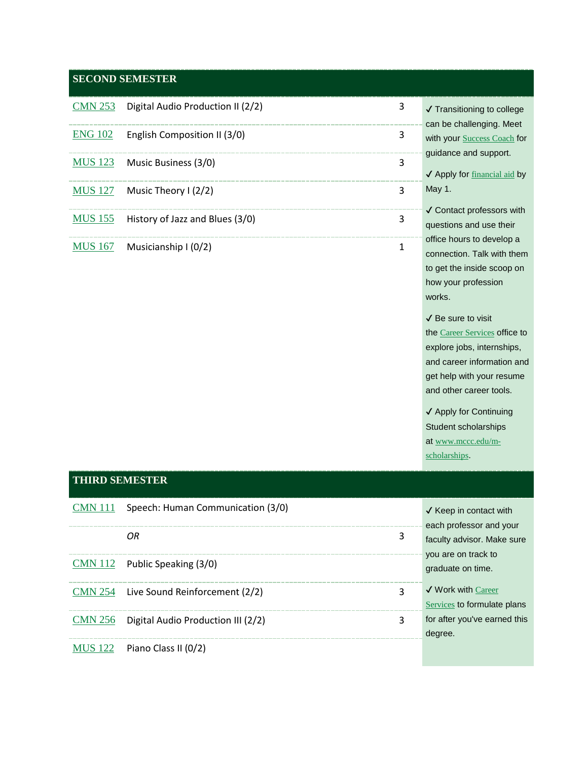## SECOND SEMESTER

| Course | Title | Credits |
|---|---|---|
| CMN 253 | Digital Audio Production II (2/2) | 3 |
| ENG 102 | English Composition II (3/0) | 3 |
| MUS 123 | Music Business (3/0) | 3 |
| MUS 127 | Music Theory I (2/2) | 3 |
| MUS 155 | History of Jazz and Blues (3/0) | 3 |
| MUS 167 | Musicianship I (0/2) | 1 |

✓ Transitioning to college can be challenging. Meet with your Success Coach for guidance and support.

✓ Apply for financial aid by May 1.

✓ Contact professors with questions and use their office hours to develop a connection. Talk with them to get the inside scoop on how your profession works.

✓ Be sure to visit the Career Services office to explore jobs, internships, and career information and get help with your resume and other career tools.

✓ Apply for Continuing Student scholarships at www.mccc.edu/m-scholarships.

## THIRD SEMESTER

| Course | Title | Credits |
|---|---|---|
| CMN 111 | Speech: Human Communication (3/0) | |
| | *OR* | 3 |
| CMN 112 | Public Speaking (3/0) | |
| CMN 254 | Live Sound Reinforcement (2/2) | 3 |
| CMN 256 | Digital Audio Production III (2/2) | 3 |
| MUS 122 | Piano Class II (0/2) | |

✓ Keep in contact with each professor and your faculty advisor. Make sure you are on track to graduate on time.

✓ Work with Career Services to formulate plans for after you've earned this degree.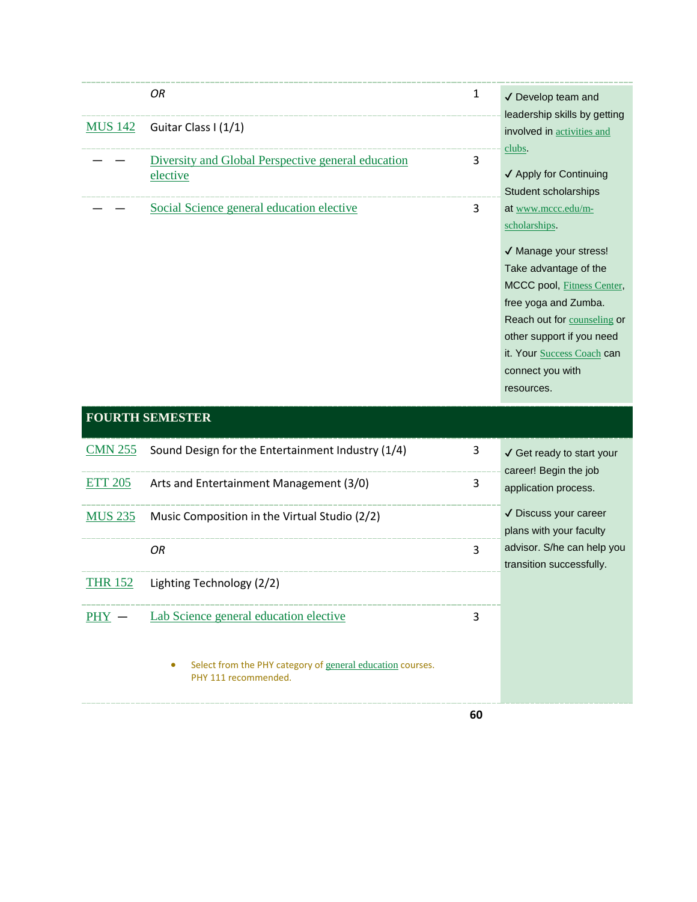| | | | |
|---|---|---|---|
| | *OR* | 1 | ✓ Develop team and leadership skills by getting involved in activities and clubs. ✓ Apply for Continuing Student scholarships at www.mccc.edu/m-scholarships. ✓ Manage your stress! Take advantage of the MCCC pool, Fitness Center, free yoga and Zumba. Reach out for counseling or other support if you need it. Your Success Coach can connect you with resources. |
| MUS 142 | Guitar Class I (1/1) | | |
| — — | Diversity and Global Perspective general education elective | 3 | |
| — — | Social Science general education elective | 3 | |

## FOURTH SEMESTER

| | | | |
|---|---|---|---|
| CMN 255 | Sound Design for the Entertainment Industry (1/4) | 3 | ✓ Get ready to start your career! Begin the job application process. ✓ Discuss your career plans with your faculty advisor. S/he can help you transition successfully. |
| ETT 205 | Arts and Entertainment Management (3/0) | 3 | |
| MUS 235 | Music Composition in the Virtual Studio (2/2) | | |
| | *OR* | 3 | |
| THR 152 | Lighting Technology (2/2) | | |
| PHY — | Lab Science general education elective | 3 | |
| | • Select from the PHY category of general education courses. PHY 111 recommended. | | |
| | | **60** | |